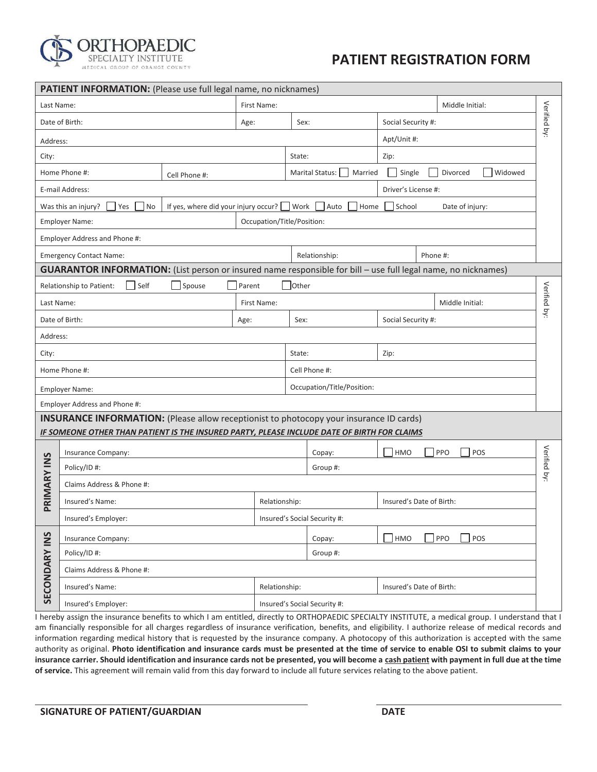ORTHOPAEDIC SPECIALTY INSTITUTE
MEDICAL GROUP OF ORANGE COUNTY

# PATIENT REGISTRATION FORM

## PATIENT INFORMATION: (Please use full legal name, no nicknames)

| | | | | | Verified by: |
|---|---|---|---|---|---|
| Last Name: | First Name: | | | Middle Initial: | |
| Date of Birth: | Age: | Sex: | Social Security #: | | |
| Address: | | | Apt/Unit #: | | |
| City: | | State: | Zip: | | |
| Home Phone #: | Cell Phone #: | Marital Status: ☐ Married | ☐ Single ☐ Divorced ☐ Widowed | | |
| E-mail Address: | | | Driver's License #: | | |
| Was this an injury? ☐ Yes ☐ No | If yes, where did your injury occur? ☐ Work ☐ Auto ☐ Home | | ☐ School Date of injury: | | |
| Employer Name: | Occupation/Title/Position: | | | | |
| Employer Address and Phone #: | | | | | |
| Emergency Contact Name: | | Relationship: | Phone #: | | |

## GUARANTOR INFORMATION: (List person or insured name responsible for bill – use full legal name, no nicknames)

| | | | | | Verified by: |
|---|---|---|---|---|---|
| Relationship to Patient: ☐ Self ☐ Spouse ☐ Parent ☐ Other | | | | | |
| Last Name: | First Name: | | | Middle Initial: | |
| Date of Birth: | Age: | Sex: | Social Security #: | | |
| Address: | | | | | |
| City: | | State: | Zip: | | |
| Home Phone #: | | Cell Phone #: | | | |
| Employer Name: | | Occupation/Title/Position: | | | |
| Employer Address and Phone #: | | | | | |

## INSURANCE INFORMATION: (Please allow receptionist to photocopy your insurance ID cards)

***IF SOMEONE OTHER THAN PATIENT IS THE INSURED PARTY, PLEASE INCLUDE DATE OF BIRTH FOR CLAIMS***

| | | | | | Verified by: |
|---|---|---|---|---|---|
| PRIMARY INS | Insurance Company: | | Copay: | ☐ HMO ☐ PPO ☐ POS | |
| | Policy/ID #: | | Group #: | | |
| | Claims Address & Phone #: | | | | |
| | Insured's Name: | Relationship: | | Insured's Date of Birth: | |
| | Insured's Employer: | Insured's Social Security #: | | | |
| SECONDARY INS | Insurance Company: | | Copay: | ☐ HMO ☐ PPO ☐ POS | |
| | Policy/ID #: | | Group #: | | |
| | Claims Address & Phone #: | | | | |
| | Insured's Name: | Relationship: | | Insured's Date of Birth: | |
| | Insured's Employer: | Insured's Social Security #: | | | |

I hereby assign the insurance benefits to which I am entitled, directly to ORTHOPAEDIC SPECIALTY INSTITUTE, a medical group. I understand that I am financially responsible for all charges regardless of insurance verification, benefits, and eligibility. I authorize release of medical records and information regarding medical history that is requested by the insurance company. A photocopy of this authorization is accepted with the same authority as original. **Photo identification and insurance cards must be presented at the time of service to enable OSI to submit claims to your insurance carrier. Should identification and insurance cards not be presented, you will become a cash patient with payment in full due at the time of service.** This agreement will remain valid from this day forward to include all future services relating to the above patient.

**SIGNATURE OF PATIENT/GUARDIAN** **DATE**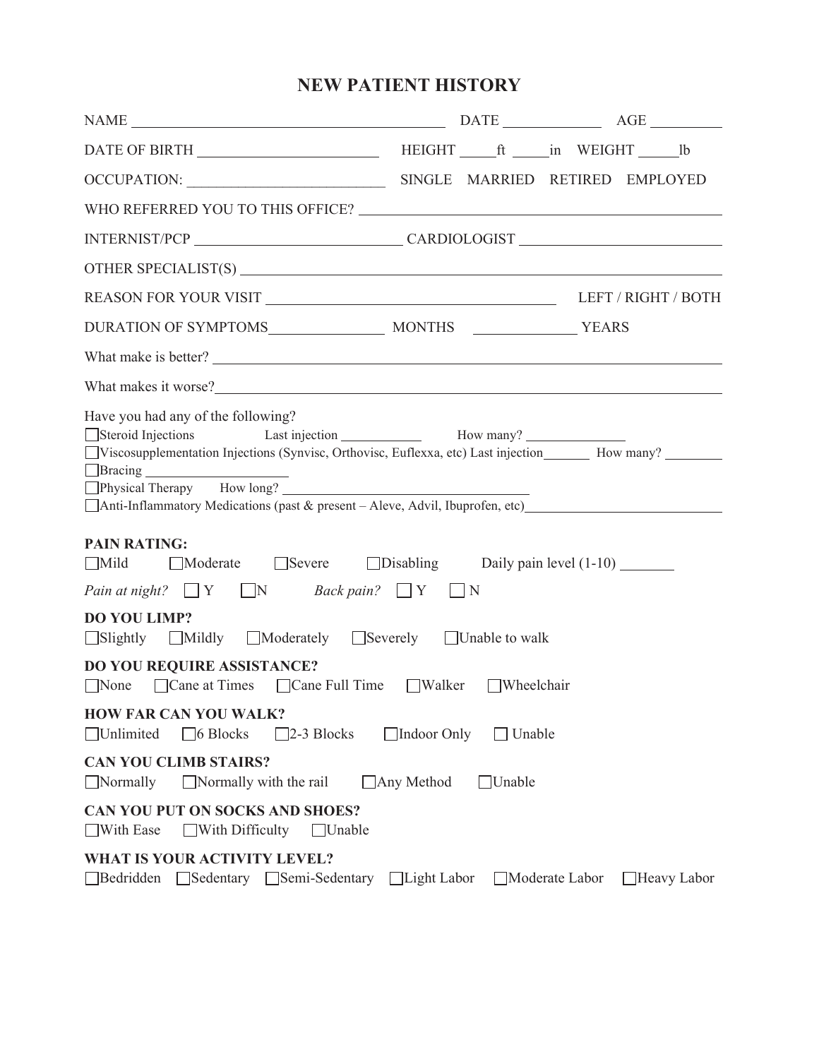# NEW PATIENT HISTORY

NAME ______________________________ DATE ____________ AGE ________

DATE OF BIRTH ____________________ HEIGHT _____ft _____in WEIGHT _____lb

OCCUPATION: ______________________ SINGLE MARRIED RETIRED EMPLOYED

WHO REFERRED YOU TO THIS OFFICE? ______________________________

INTERNIST/PCP ______________________ CARDIOLOGIST ______________________

OTHER SPECIALIST(S) ______________________________

REASON FOR YOUR VISIT ______________________________ LEFT / RIGHT / BOTH

DURATION OF SYMPTOMS______________ MONTHS ______________ YEARS

What make is better? ______________________________

What makes it worse?______________________________

Have you had any of the following?

- ☐ Steroid Injections Last injection ___________ How many? ______________
- ☐ Viscosupplementation Injections (Synvisc, Orthovisc, Euflexxa, etc) Last injection_______ How many? ________
- ☐ Bracing ____________________
- ☐ Physical Therapy How long? ______________________________
- ☐ Anti-Inflammatory Medications (past & present – Aleve, Advil, Ibuprofen, etc)______________________

**PAIN RATING:**

☐ Mild ☐ Moderate ☐ Severe ☐ Disabling Daily pain level (1-10) _______

*Pain at night?* ☐ Y ☐ N *Back pain?* ☐ Y ☐ N

**DO YOU LIMP?**

☐ Slightly ☐ Mildly ☐ Moderately ☐ Severely ☐ Unable to walk

**DO YOU REQUIRE ASSISTANCE?**

☐ None ☐ Cane at Times ☐ Cane Full Time ☐ Walker ☐ Wheelchair

**HOW FAR CAN YOU WALK?**

☐ Unlimited ☐ 6 Blocks ☐ 2-3 Blocks ☐ Indoor Only ☐ Unable

**CAN YOU CLIMB STAIRS?**

☐ Normally ☐ Normally with the rail ☐ Any Method ☐ Unable

**CAN YOU PUT ON SOCKS AND SHOES?**

☐ With Ease ☐ With Difficulty ☐ Unable

**WHAT IS YOUR ACTIVITY LEVEL?**

☐ Bedridden ☐ Sedentary ☐ Semi-Sedentary ☐ Light Labor ☐ Moderate Labor ☐ Heavy Labor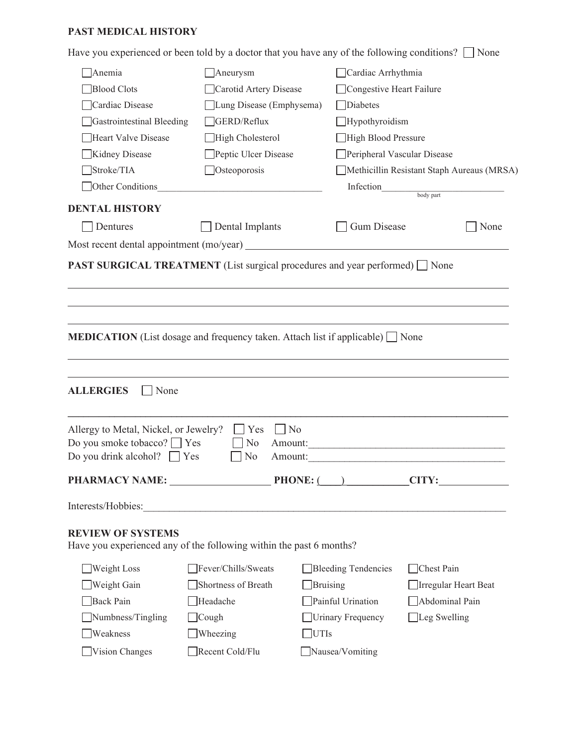## PAST MEDICAL HISTORY

Have you experienced or been told by a doctor that you have any of the following conditions? ☐ None

| | | |
|---|---|---|
| ☐ Anemia | ☐ Aneurysm | ☐ Cardiac Arrhythmia |
| ☐ Blood Clots | ☐ Carotid Artery Disease | ☐ Congestive Heart Failure |
| ☐ Cardiac Disease | ☐ Lung Disease (Emphysema) | ☐ Diabetes |
| ☐ Gastrointestinal Bleeding | ☐ GERD/Reflux | ☐ Hypothyroidism |
| ☐ Heart Valve Disease | ☐ High Cholesterol | ☐ High Blood Pressure |
| ☐ Kidney Disease | ☐ Peptic Ulcer Disease | ☐ Peripheral Vascular Disease |
| ☐ Stroke/TIA | ☐ Osteoporosis | ☐ Methicillin Resistant Staph Aureaus (MRSA) |
| ☐ Other Conditions________________________________ | | Infection__________________________ (body part) |

## DENTAL HISTORY

☐ Dentures ☐ Dental Implants ☐ Gum Disease ☐ None

Most recent dental appointment (mo/year) ____________________________________________

## PAST SURGICAL TREATMENT (List surgical procedures and year performed) ☐ None

_______________________________________________________________________________

_______________________________________________________________________________

_______________________________________________________________________________

## MEDICATION (List dosage and frequency taken. Attach list if applicable) ☐ None

_______________________________________________________________________________

_______________________________________________________________________________

## ALLERGIES ☐ None

_______________________________________________________________________________

Allergy to Metal, Nickel, or Jewelry? ☐ Yes ☐ No

Do you smoke tobacco? ☐ Yes ☐ No Amount:____________________________________

Do you drink alcohol? ☐ Yes ☐ No Amount:____________________________________

**PHARMACY NAME:** __________________ **PHONE:** (____)___________ **CITY:**_____________

Interests/Hobbies:_______________________________________________________________________

## REVIEW OF SYSTEMS

Have you experienced any of the following within the past 6 months?

| | | | |
|---|---|---|---|
| ☐ Weight Loss | ☐ Fever/Chills/Sweats | ☐ Bleeding Tendencies | ☐ Chest Pain |
| ☐ Weight Gain | ☐ Shortness of Breath | ☐ Bruising | ☐ Irregular Heart Beat |
| ☐ Back Pain | ☐ Headache | ☐ Painful Urination | ☐ Abdominal Pain |
| ☐ Numbness/Tingling | ☐ Cough | ☐ Urinary Frequency | ☐ Leg Swelling |
| ☐ Weakness | ☐ Wheezing | ☐ UTIs | |
| ☐ Vision Changes | ☐ Recent Cold/Flu | ☐ Nausea/Vomiting | |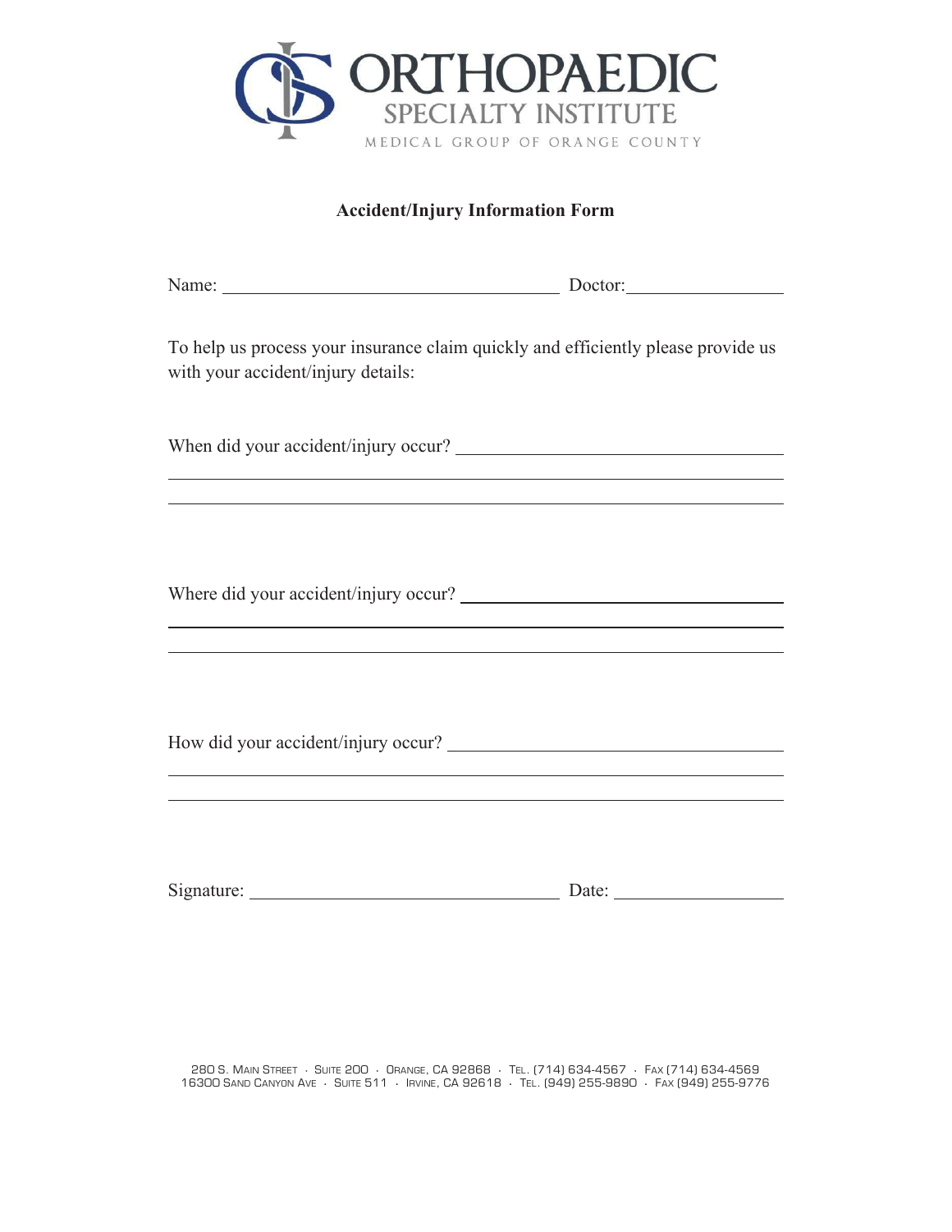ORTHOPAEDIC
SPECIALTY INSTITUTE
MEDICAL GROUP OF ORANGE COUNTY

## Accident/Injury Information Form

Name: ______________________________ Doctor: ______________

To help us process your insurance claim quickly and efficiently please provide us with your accident/injury details:

When did your accident/injury occur? ______________________________

______________________________________________________________

______________________________________________________________

Where did your accident/injury occur? ______________________________

______________________________________________________________

______________________________________________________________

How did your accident/injury occur? ______________________________

______________________________________________________________

______________________________________________________________

Signature: ______________________________ Date: ______________

280 S. Main Street · Suite 200 · Orange, CA 92868 · Tel. (714) 634-4567 · Fax (714) 634-4569
16300 Sand Canyon Ave · Suite 511 · Irvine, CA 92618 · Tel. (949) 255-9890 · Fax (949) 255-9776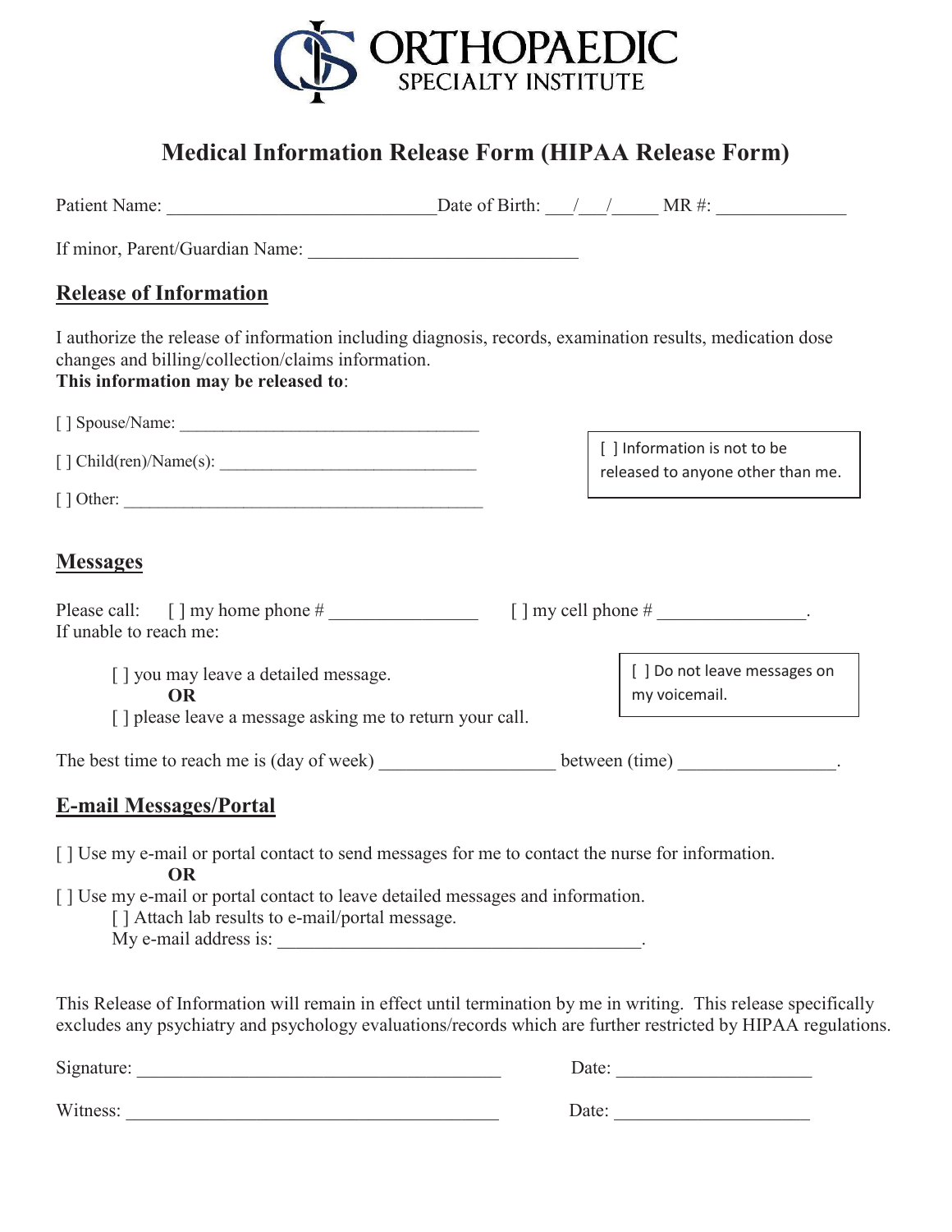ORTHOPAEDIC SPECIALTY INSTITUTE

# Medical Information Release Form (HIPAA Release Form)

Patient Name: ____________________________ Date of Birth: ___/___/_____ MR #: ______________

If minor, Parent/Guardian Name: ____________________________

## Release of Information

I authorize the release of information including diagnosis, records, examination results, medication dose changes and billing/collection/claims information.
**This information may be released to**:

[ ] Spouse/Name: ___________________________________

[ ] Child(ren)/Name(s): ______________________________

[ ] Other: ___________________________________________

[ ] Information is not to be released to anyone other than me.

## Messages

Please call: [ ] my home phone # ________________ [ ] my cell phone # ________________.
If unable to reach me:

[ ] you may leave a detailed message.
**OR**
[ ] please leave a message asking me to return your call.

[ ] Do not leave messages on my voicemail.

The best time to reach me is (day of week) __________________ between (time) ________________.

## E-mail Messages/Portal

[ ] Use my e-mail or portal contact to send messages for me to contact the nurse for information.
**OR**
[ ] Use my e-mail or portal contact to leave detailed messages and information.
[ ] Attach lab results to e-mail/portal message.
My e-mail address is: ________________________________________.

This Release of Information will remain in effect until termination by me in writing. This release specifically excludes any psychiatry and psychology evaluations/records which are further restricted by HIPAA regulations.

Signature: ________________________________________ Date: ____________________

Witness: _________________________________________ Date: ____________________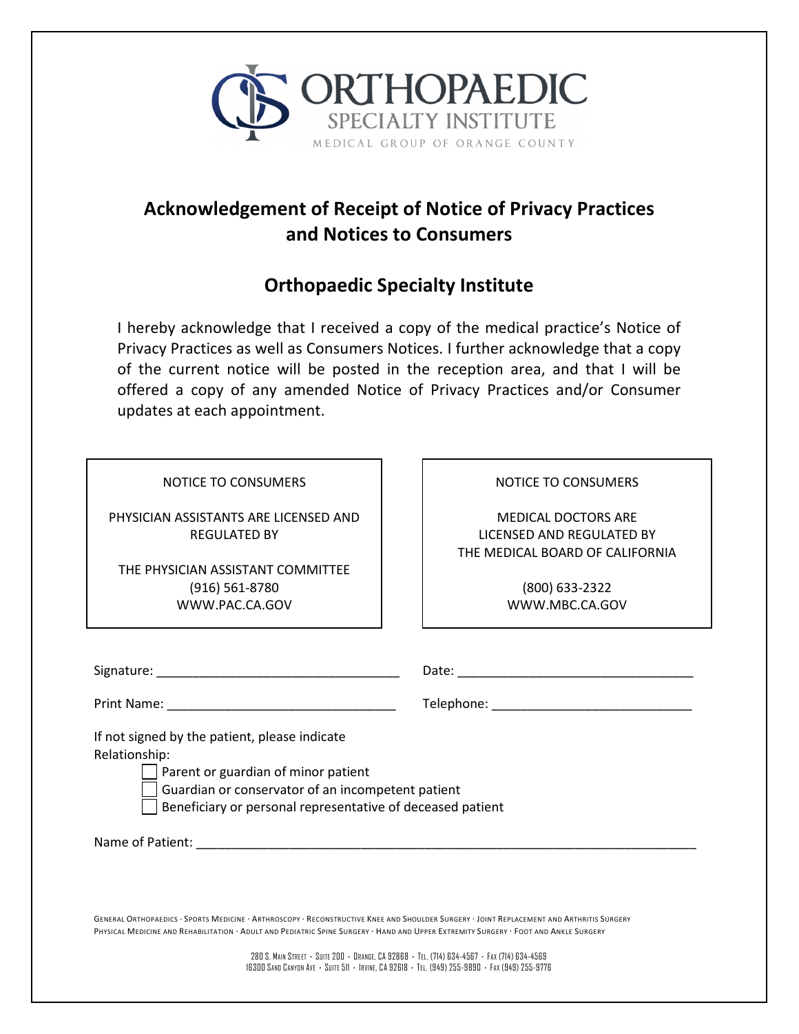ORTHOPAEDIC SPECIALTY INSTITUTE

MEDICAL GROUP OF ORANGE COUNTY

## Acknowledgement of Receipt of Notice of Privacy Practices and Notices to Consumers

## Orthopaedic Specialty Institute

I hereby acknowledge that I received a copy of the medical practice's Notice of Privacy Practices as well as Consumers Notices. I further acknowledge that a copy of the current notice will be posted in the reception area, and that I will be offered a copy of any amended Notice of Privacy Practices and/or Consumer updates at each appointment.

| NOTICE TO CONSUMERS | NOTICE TO CONSUMERS |
|---|---|
| PHYSICIAN ASSISTANTS ARE LICENSED AND REGULATED BY | MEDICAL DOCTORS ARE LICENSED AND REGULATED BY THE MEDICAL BOARD OF CALIFORNIA |
| THE PHYSICIAN ASSISTANT COMMITTEE (916) 561-8780 WWW.PAC.CA.GOV | (800) 633-2322 WWW.MBC.CA.GOV |

Signature: ___________________________________ Date: _________________________________

Print Name: _________________________________ Telephone: ____________________________

If not signed by the patient, please indicate Relationship:

- ☐ Parent or guardian of minor patient
- ☐ Guardian or conservator of an incompetent patient
- ☐ Beneficiary or personal representative of deceased patient

Name of Patient: ___________________________________________________________________________

General Orthopaedics · Sports Medicine · Arthroscopy · Reconstructive Knee and Shoulder Surgery · Joint Replacement and Arthritis Surgery
Physical Medicine and Rehabilitation · Adult and Pediatric Spine Surgery · Hand and Upper Extremity Surgery · Foot and Ankle Surgery

280 S. Main Street · Suite 200 · Orange, CA 92868 · Tel. (714) 634-4567 · Fax (714) 634-4569
16300 Sand Canyon Ave · Suite 511 · Irvine, CA 92618 · Tel. (949) 255-9890 · Fax (949) 255-9776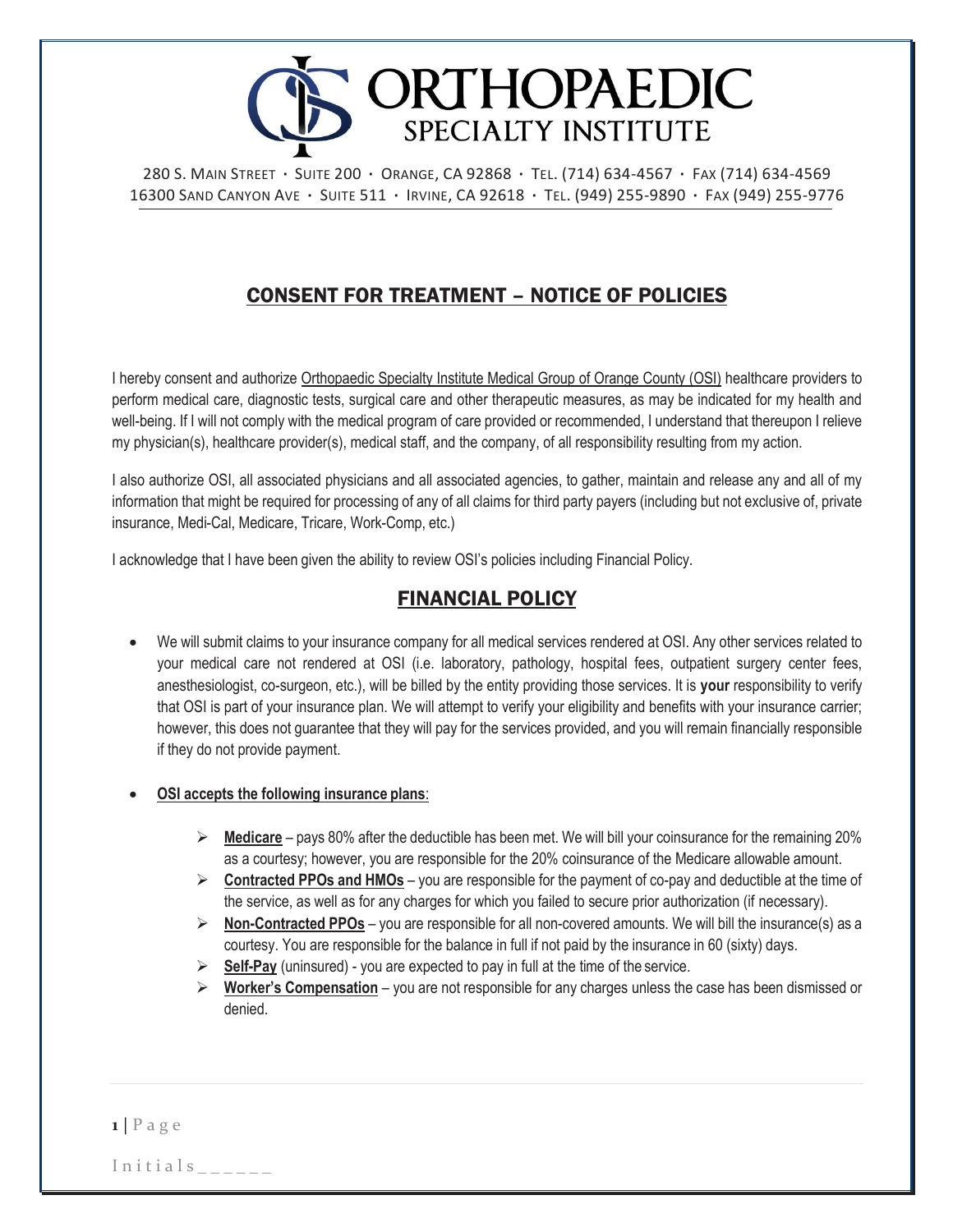# ORTHOPAEDIC SPECIALTY INSTITUTE

280 S. Main Street · Suite 200 · Orange, CA 92868 · Tel. (714) 634-4567 · Fax (714) 634-4569
16300 Sand Canyon Ave · Suite 511 · Irvine, CA 92618 · Tel. (949) 255-9890 · Fax (949) 255-9776

## CONSENT FOR TREATMENT – NOTICE OF POLICIES

I hereby consent and authorize Orthopaedic Specialty Institute Medical Group of Orange County (OSI) healthcare providers to perform medical care, diagnostic tests, surgical care and other therapeutic measures, as may be indicated for my health and well-being. If I will not comply with the medical program of care provided or recommended, I understand that thereupon I relieve my physician(s), healthcare provider(s), medical staff, and the company, of all responsibility resulting from my action.

I also authorize OSI, all associated physicians and all associated agencies, to gather, maintain and release any and all of my information that might be required for processing of any of all claims for third party payers (including but not exclusive of, private insurance, Medi-Cal, Medicare, Tricare, Work-Comp, etc.)

I acknowledge that I have been given the ability to review OSI's policies including Financial Policy.

## FINANCIAL POLICY

- We will submit claims to your insurance company for all medical services rendered at OSI. Any other services related to your medical care not rendered at OSI (i.e. laboratory, pathology, hospital fees, outpatient surgery center fees, anesthesiologist, co-surgeon, etc.), will be billed by the entity providing those services. It is **your** responsibility to verify that OSI is part of your insurance plan. We will attempt to verify your eligibility and benefits with your insurance carrier; however, this does not guarantee that they will pay for the services provided, and you will remain financially responsible if they do not provide payment.

- **OSI accepts the following insurance plans**:
  - **Medicare** – pays 80% after the deductible has been met. We will bill your coinsurance for the remaining 20% as a courtesy; however, you are responsible for the 20% coinsurance of the Medicare allowable amount.
  - **Contracted PPOs and HMOs** – you are responsible for the payment of co-pay and deductible at the time of the service, as well as for any charges for which you failed to secure prior authorization (if necessary).
  - **Non-Contracted PPOs** – you are responsible for all non-covered amounts. We will bill the insurance(s) as a courtesy. You are responsible for the balance in full if not paid by the insurance in 60 (sixty) days.
  - **Self-Pay** (uninsured) - you are expected to pay in full at the time of the service.
  - **Worker's Compensation** – you are not responsible for any charges unless the case has been dismissed or denied.

Initials______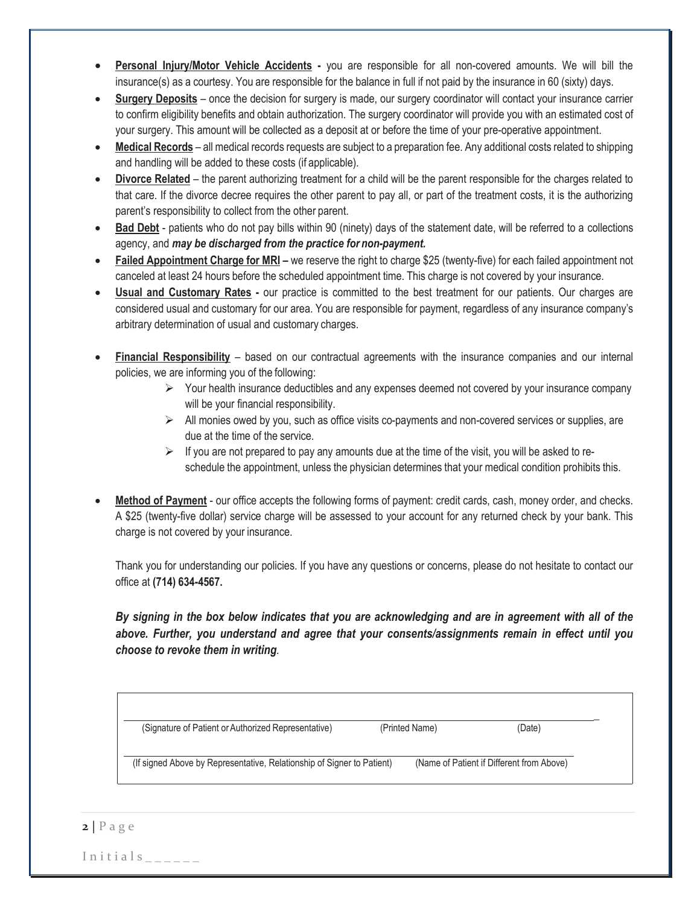- **Personal Injury/Motor Vehicle Accidents -** you are responsible for all non-covered amounts. We will bill the insurance(s) as a courtesy. You are responsible for the balance in full if not paid by the insurance in 60 (sixty) days.
- **Surgery Deposits** – once the decision for surgery is made, our surgery coordinator will contact your insurance carrier to confirm eligibility benefits and obtain authorization. The surgery coordinator will provide you with an estimated cost of your surgery. This amount will be collected as a deposit at or before the time of your pre-operative appointment.
- **Medical Records** – all medical records requests are subject to a preparation fee. Any additional costs related to shipping and handling will be added to these costs (if applicable).
- **Divorce Related** – the parent authorizing treatment for a child will be the parent responsible for the charges related to that care. If the divorce decree requires the other parent to pay all, or part of the treatment costs, it is the authorizing parent's responsibility to collect from the other parent.
- **Bad Debt** - patients who do not pay bills within 90 (ninety) days of the statement date, will be referred to a collections agency, and ***may be discharged from the practice for non-payment.***
- **Failed Appointment Charge for MRI –** we reserve the right to charge $25 (twenty-five) for each failed appointment not canceled at least 24 hours before the scheduled appointment time. This charge is not covered by your insurance.
- **Usual and Customary Rates -** our practice is committed to the best treatment for our patients. Our charges are considered usual and customary for our area. You are responsible for payment, regardless of any insurance company's arbitrary determination of usual and customary charges.
- **Financial Responsibility** – based on our contractual agreements with the insurance companies and our internal policies, we are informing you of the following:
  - Your health insurance deductibles and any expenses deemed not covered by your insurance company will be your financial responsibility.
  - All monies owed by you, such as office visits co-payments and non-covered services or supplies, are due at the time of the service.
  - If you are not prepared to pay any amounts due at the time of the visit, you will be asked to re-schedule the appointment, unless the physician determines that your medical condition prohibits this.
- **Method of Payment** - our office accepts the following forms of payment: credit cards, cash, money order, and checks. A $25 (twenty-five dollar) service charge will be assessed to your account for any returned check by your bank. This charge is not covered by your insurance.

Thank you for understanding our policies. If you have any questions or concerns, please do not hesitate to contact our office at **(714) 634-4567.**

***By signing in the box below indicates that you are acknowledging and are in agreement with all of the above. Further, you understand and agree that your consents/assignments remain in effect until you choose to revoke them in writing.***

______________________________________________________________________________

(Signature of Patient or Authorized Representative) (Printed Name) (Date)

______________________________________________________________________________

(If signed Above by Representative, Relationship of Signer to Patient) (Name of Patient if Different from Above)

Initials______